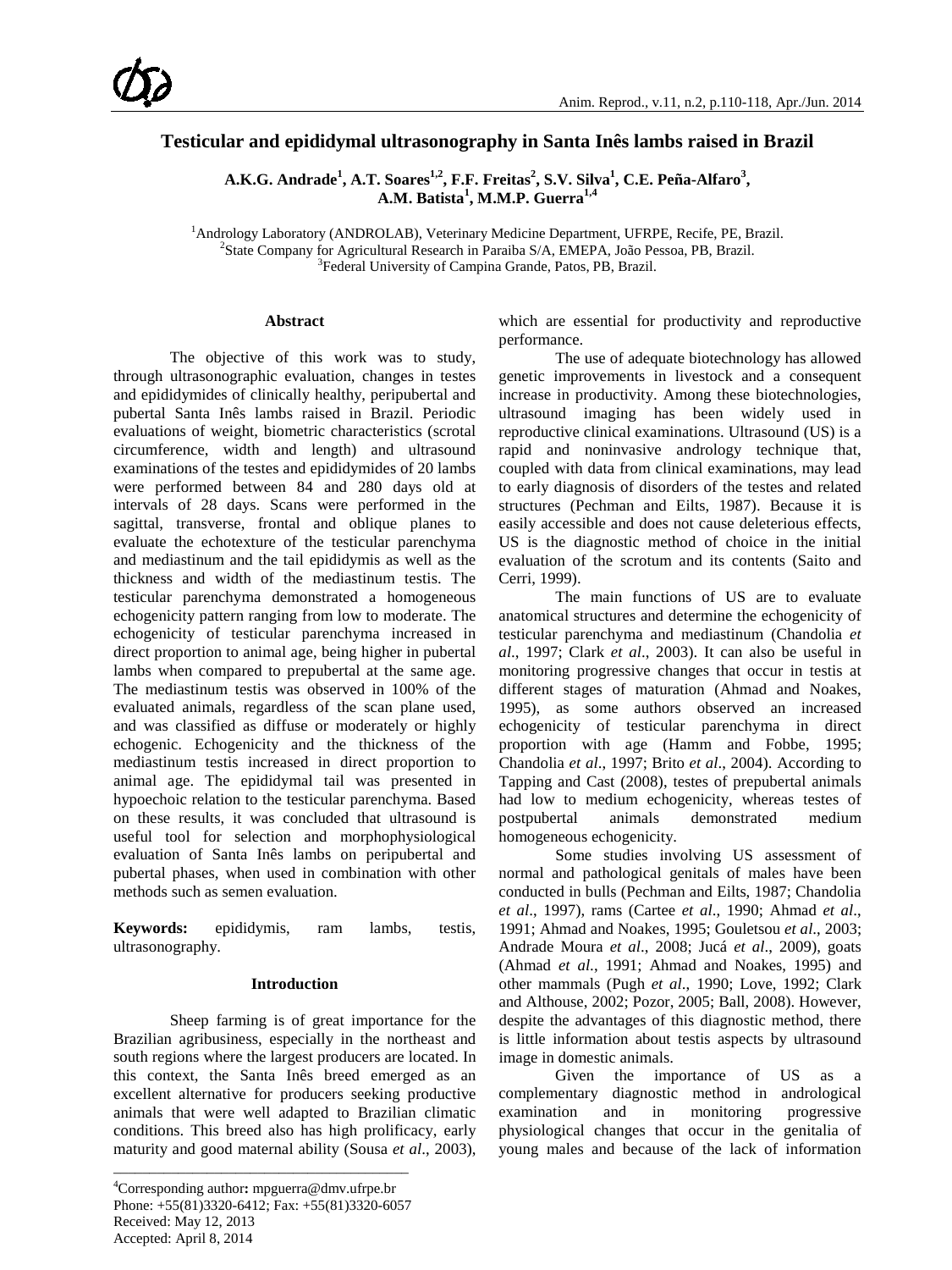# Testicular and epididymal ultrasonography in Santa Inês lambs raised in Brazil

**A.K.G. Andrade[1], A.T. Soares[1,2], F.F. Freitas[2], S.V. Silva[1], C.E. Peña-Alfaro[3], A.M. Batista[1], M.M.P. Guerra[1,4]**

[1]Andrology Laboratory (ANDROLAB), Veterinary Medicine Department, UFRPE, Recife, PE, Brazil.
[2]State Company for Agricultural Research in Paraiba S/A, EMEPA, João Pessoa, PB, Brazil.
[3]Federal University of Campina Grande, Patos, PB, Brazil.

## Abstract

The objective of this work was to study, through ultrasonographic evaluation, changes in testes and epididymides of clinically healthy, peripubertal and pubertal Santa Inês lambs raised in Brazil. Periodic evaluations of weight, biometric characteristics (scrotal circumference, width and length) and ultrasound examinations of the testes and epididymides of 20 lambs were performed between 84 and 280 days old at intervals of 28 days. Scans were performed in the sagittal, transverse, frontal and oblique planes to evaluate the echotexture of the testicular parenchyma and mediastinum and the tail epididymis as well as the thickness and width of the mediastinum testis. The testicular parenchyma demonstrated a homogeneous echogenicity pattern ranging from low to moderate. The echogenicity of testicular parenchyma increased in direct proportion to animal age, being higher in pubertal lambs when compared to prepubertal at the same age. The mediastinum testis was observed in 100% of the evaluated animals, regardless of the scan plane used, and was classified as diffuse or moderately or highly echogenic. Echogenicity and the thickness of the mediastinum testis increased in direct proportion to animal age. The epididymal tail was presented in hypoechoic relation to the testicular parenchyma. Based on these results, it was concluded that ultrasound is useful tool for selection and morphophysiological evaluation of Santa Inês lambs on peripubertal and pubertal phases, when used in combination with other methods such as semen evaluation.

**Keywords:** epididymis, ram lambs, testis, ultrasonography.

## Introduction

Sheep farming is of great importance for the Brazilian agribusiness, especially in the northeast and south regions where the largest producers are located. In this context, the Santa Inês breed emerged as an excellent alternative for producers seeking productive animals that were well adapted to Brazilian climatic conditions. This breed also has high prolificacy, early maturity and good maternal ability (Sousa *et al*., 2003), which are essential for productivity and reproductive performance.

The use of adequate biotechnology has allowed genetic improvements in livestock and a consequent increase in productivity. Among these biotechnologies, ultrasound imaging has been widely used in reproductive clinical examinations. Ultrasound (US) is a rapid and noninvasive andrology technique that, coupled with data from clinical examinations, may lead to early diagnosis of disorders of the testes and related structures (Pechman and Eilts, 1987). Because it is easily accessible and does not cause deleterious effects, US is the diagnostic method of choice in the initial evaluation of the scrotum and its contents (Saito and Cerri, 1999).

The main functions of US are to evaluate anatomical structures and determine the echogenicity of testicular parenchyma and mediastinum (Chandolia *et al*., 1997; Clark *et al*., 2003). It can also be useful in monitoring progressive changes that occur in testis at different stages of maturation (Ahmad and Noakes, 1995), as some authors observed an increased echogenicity of testicular parenchyma in direct proportion with age (Hamm and Fobbe, 1995; Chandolia *et al*., 1997; Brito *et al*., 2004). According to Tapping and Cast (2008), testes of prepubertal animals had low to medium echogenicity, whereas testes of postpubertal animals demonstrated medium homogeneous echogenicity.

Some studies involving US assessment of normal and pathological genitals of males have been conducted in bulls (Pechman and Eilts, 1987; Chandolia *et al*., 1997), rams (Cartee *et al*., 1990; Ahmad *et al*., 1991; Ahmad and Noakes, 1995; Gouletsou *et al*., 2003; Andrade Moura *et al*., 2008; Jucá *et al*., 2009), goats (Ahmad *et al.*, 1991; Ahmad and Noakes, 1995) and other mammals (Pugh *et al*., 1990; Love, 1992; Clark and Althouse, 2002; Pozor, 2005; Ball, 2008). However, despite the advantages of this diagnostic method, there is little information about testis aspects by ultrasound image in domestic animals.

Given the importance of US as a complementary diagnostic method in andrological examination and in monitoring progressive physiological changes that occur in the genitalia of young males and because of the lack of information

---

[4]Corresponding author**:** mpguerra@dmv.ufrpe.br
Phone: +55(81)3320-6412; Fax: +55(81)3320-6057
Received: May 12, 2013
Accepted: April 8, 2014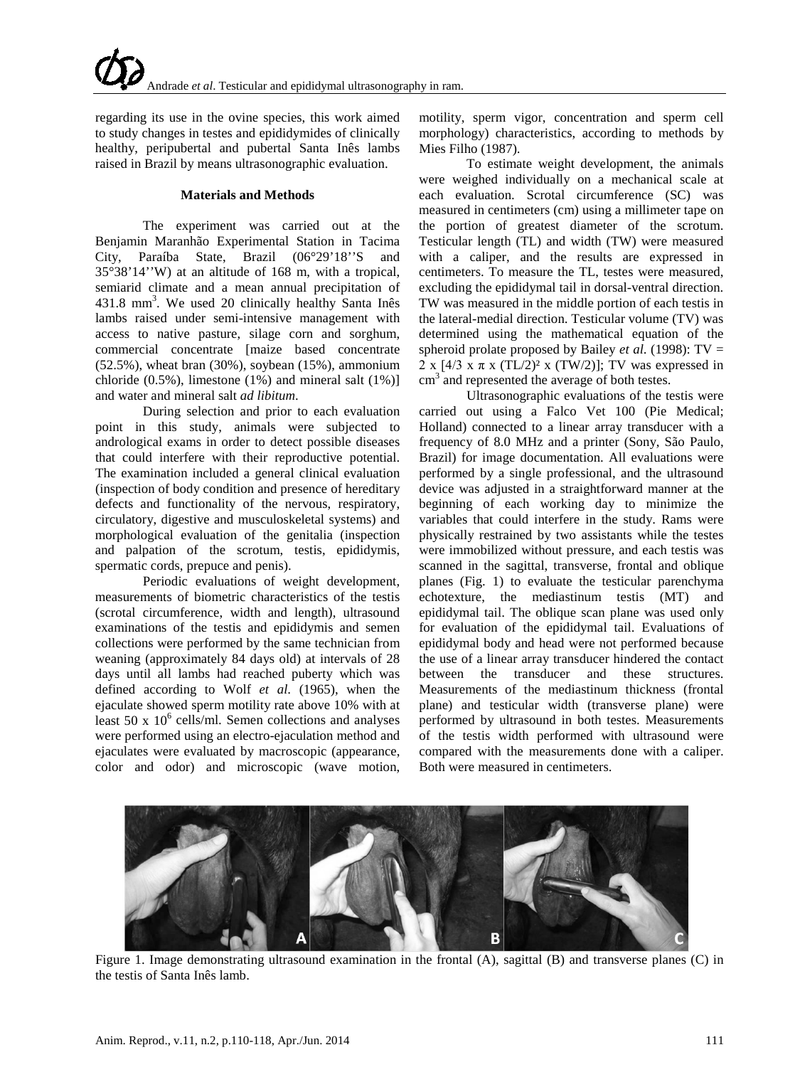regarding its use in the ovine species, this work aimed to study changes in testes and epididymides of clinically healthy, peripubertal and pubertal Santa Inês lambs raised in Brazil by means ultrasonographic evaluation.

## Materials and Methods

The experiment was carried out at the Benjamin Maranhão Experimental Station in Tacima City, Paraíba State, Brazil (06°29'18''S and 35°38'14''W) at an altitude of 168 m, with a tropical, semiarid climate and a mean annual precipitation of 431.8 $mm^3$. We used 20 clinically healthy Santa Inês lambs raised under semi-intensive management with access to native pasture, silage corn and sorghum, commercial concentrate [maize based concentrate (52.5%), wheat bran (30%), soybean (15%), ammonium chloride (0.5%), limestone (1%) and mineral salt (1%)] and water and mineral salt *ad libitum*.

During selection and prior to each evaluation point in this study, animals were subjected to andrological exams in order to detect possible diseases that could interfere with their reproductive potential. The examination included a general clinical evaluation (inspection of body condition and presence of hereditary defects and functionality of the nervous, respiratory, circulatory, digestive and musculoskeletal systems) and morphological evaluation of the genitalia (inspection and palpation of the scrotum, testis, epididymis, spermatic cords, prepuce and penis).

Periodic evaluations of weight development, measurements of biometric characteristics of the testis (scrotal circumference, width and length), ultrasound examinations of the testis and epididymis and semen collections were performed by the same technician from weaning (approximately 84 days old) at intervals of 28 days until all lambs had reached puberty which was defined according to Wolf *et al.* (1965), when the ejaculate showed sperm motility rate above 10% with at least 50 x $10^6$ cells/ml. Semen collections and analyses were performed using an electro-ejaculation method and ejaculates were evaluated by macroscopic (appearance, color and odor) and microscopic (wave motion, motility, sperm vigor, concentration and sperm cell morphology) characteristics, according to methods by Mies Filho (1987).

To estimate weight development, the animals were weighed individually on a mechanical scale at each evaluation. Scrotal circumference (SC) was measured in centimeters (cm) using a millimeter tape on the portion of greatest diameter of the scrotum. Testicular length (TL) and width (TW) were measured with a caliper, and the results are expressed in centimeters. To measure the TL, testes were measured, excluding the epididymal tail in dorsal-ventral direction. TW was measured in the middle portion of each testis in the lateral-medial direction. Testicular volume (TV) was determined using the mathematical equation of the spheroid prolate proposed by Bailey *et al.* (1998): $TV = 2 \times [4/3 \times \pi \times (TL/2)^2 \times (TW/2)]$; TV was expressed in $cm^3$ and represented the average of both testes.

Ultrasonographic evaluations of the testis were carried out using a Falco Vet 100 (Pie Medical; Holland) connected to a linear array transducer with a frequency of 8.0 MHz and a printer (Sony, São Paulo, Brazil) for image documentation. All evaluations were performed by a single professional, and the ultrasound device was adjusted in a straightforward manner at the beginning of each working day to minimize the variables that could interfere in the study. Rams were physically restrained by two assistants while the testes were immobilized without pressure, and each testis was scanned in the sagittal, transverse, frontal and oblique planes (Fig. 1) to evaluate the testicular parenchyma echotexture, the mediastinum testis (MT) and epididymal tail. The oblique scan plane was used only for evaluation of the epididymal tail. Evaluations of epididymal body and head were not performed because the use of a linear array transducer hindered the contact between the transducer and these structures. Measurements of the mediastinum thickness (frontal plane) and testicular width (transverse plane) were performed by ultrasound in both testes. Measurements of the testis width performed with ultrasound were compared with the measurements done with a caliper. Both were measured in centimeters.

Figure 1. Image demonstrating ultrasound examination in the frontal (A), sagittal (B) and transverse planes (C) in the testis of Santa Inês lamb.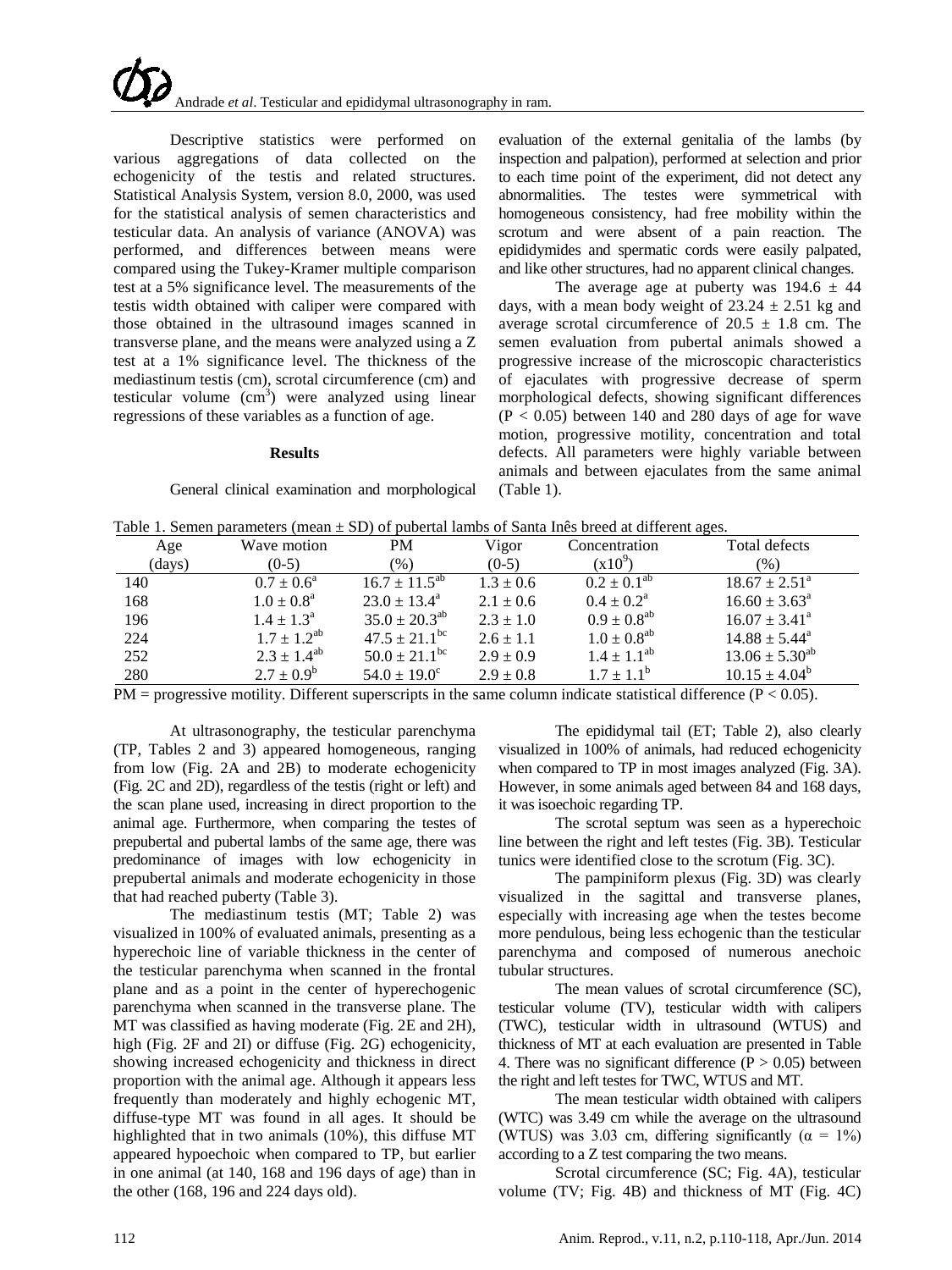Descriptive statistics were performed on various aggregations of data collected on the echogenicity of the testis and related structures. Statistical Analysis System, version 8.0, 2000, was used for the statistical analysis of semen characteristics and testicular data. An analysis of variance (ANOVA) was performed, and differences between means were compared using the Tukey-Kramer multiple comparison test at a 5% significance level. The measurements of the testis width obtained with caliper were compared with those obtained in the ultrasound images scanned in transverse plane, and the means were analyzed using a Z test at a 1% significance level. The thickness of the mediastinum testis (cm), scrotal circumference (cm) and testicular volume ($cm^3$) were analyzed using linear regressions of these variables as a function of age.

## Results

General clinical examination and morphological evaluation of the external genitalia of the lambs (by inspection and palpation), performed at selection and prior to each time point of the experiment, did not detect any abnormalities. The testes were symmetrical with homogeneous consistency, had free mobility within the scrotum and were absent of a pain reaction. The epididymides and spermatic cords were easily palpated, and like other structures, had no apparent clinical changes.

The average age at puberty was 194.6 ± 44 days, with a mean body weight of 23.24 ± 2.51 kg and average scrotal circumference of 20.5 ± 1.8 cm. The semen evaluation from pubertal animals showed a progressive increase of the microscopic characteristics of ejaculates with progressive decrease of sperm morphological defects, showing significant differences ($P < 0.05$) between 140 and 280 days of age for wave motion, progressive motility, concentration and total defects. All parameters were highly variable between animals and between ejaculates from the same animal (Table 1).

Table 1. Semen parameters (mean ± SD) of pubertal lambs of Santa Inês breed at different ages.

| Age (days) | Wave motion (0-5) | PM (%) | Vigor (0-5) | Concentration ($x10^9$) | Total defects (%) |
|---|---|---|---|---|---|
| 140 | $0.7 \pm 0.6^{a}$ | $16.7 \pm 11.5^{ab}$ | $1.3 \pm 0.6$ | $0.2 \pm 0.1^{ab}$ | $18.67 \pm 2.51^{a}$ |
| 168 | $1.0 \pm 0.8^{a}$ | $23.0 \pm 13.4^{a}$ | $2.1 \pm 0.6$ | $0.4 \pm 0.2^{a}$ | $16.60 \pm 3.63^{a}$ |
| 196 | $1.4 \pm 1.3^{a}$ | $35.0 \pm 20.3^{ab}$ | $2.3 \pm 1.0$ | $0.9 \pm 0.8^{ab}$ | $16.07 \pm 3.41^{a}$ |
| 224 | $1.7 \pm 1.2^{ab}$ | $47.5 \pm 21.1^{bc}$ | $2.6 \pm 1.1$ | $1.0 \pm 0.8^{ab}$ | $14.88 \pm 5.44^{a}$ |
| 252 | $2.3 \pm 1.4^{ab}$ | $50.0 \pm 21.1^{bc}$ | $2.9 \pm 0.9$ | $1.4 \pm 1.1^{ab}$ | $13.06 \pm 5.30^{ab}$ |
| 280 | $2.7 \pm 0.9^{b}$ | $54.0 \pm 19.0^{c}$ | $2.9 \pm 0.8$ | $1.7 \pm 1.1^{b}$ | $10.15 \pm 4.04^{b}$ |

PM = progressive motility. Different superscripts in the same column indicate statistical difference ($P < 0.05$).

At ultrasonography, the testicular parenchyma (TP, Tables 2 and 3) appeared homogeneous, ranging from low (Fig. 2A and 2B) to moderate echogenicity (Fig. 2C and 2D), regardless of the testis (right or left) and the scan plane used, increasing in direct proportion to the animal age. Furthermore, when comparing the testes of prepubertal and pubertal lambs of the same age, there was predominance of images with low echogenicity in prepubertal animals and moderate echogenicity in those that had reached puberty (Table 3).

The mediastinum testis (MT; Table 2) was visualized in 100% of evaluated animals, presenting as a hyperechoic line of variable thickness in the center of the testicular parenchyma when scanned in the frontal plane and as a point in the center of hyperechogenic parenchyma when scanned in the transverse plane. The MT was classified as having moderate (Fig. 2E and 2H), high (Fig. 2F and 2I) or diffuse (Fig. 2G) echogenicity, showing increased echogenicity and thickness in direct proportion with the animal age. Although it appears less frequently than moderately and highly echogenic MT, diffuse-type MT was found in all ages. It should be highlighted that in two animals (10%), this diffuse MT appeared hypoechoic when compared to TP, but earlier in one animal (at 140, 168 and 196 days of age) than in the other (168, 196 and 224 days old).

The epididymal tail (ET; Table 2), also clearly visualized in 100% of animals, had reduced echogenicity when compared to TP in most images analyzed (Fig. 3A). However, in some animals aged between 84 and 168 days, it was isoechoic regarding TP.

The scrotal septum was seen as a hyperechoic line between the right and left testes (Fig. 3B). Testicular tunics were identified close to the scrotum (Fig. 3C).

The pampiniform plexus (Fig. 3D) was clearly visualized in the sagittal and transverse planes, especially with increasing age when the testes become more pendulous, being less echogenic than the testicular parenchyma and composed of numerous anechoic tubular structures.

The mean values of scrotal circumference (SC), testicular volume (TV), testicular width with calipers (TWC), testicular width in ultrasound (WTUS) and thickness of MT at each evaluation are presented in Table 4. There was no significant difference ($P > 0.05$) between the right and left testes for TWC, WTUS and MT.

The mean testicular width obtained with calipers (WTC) was 3.49 cm while the average on the ultrasound (WTUS) was 3.03 cm, differing significantly ($\alpha = 1\%$) according to a Z test comparing the two means.

Scrotal circumference (SC; Fig. 4A), testicular volume (TV; Fig. 4B) and thickness of MT (Fig. 4C)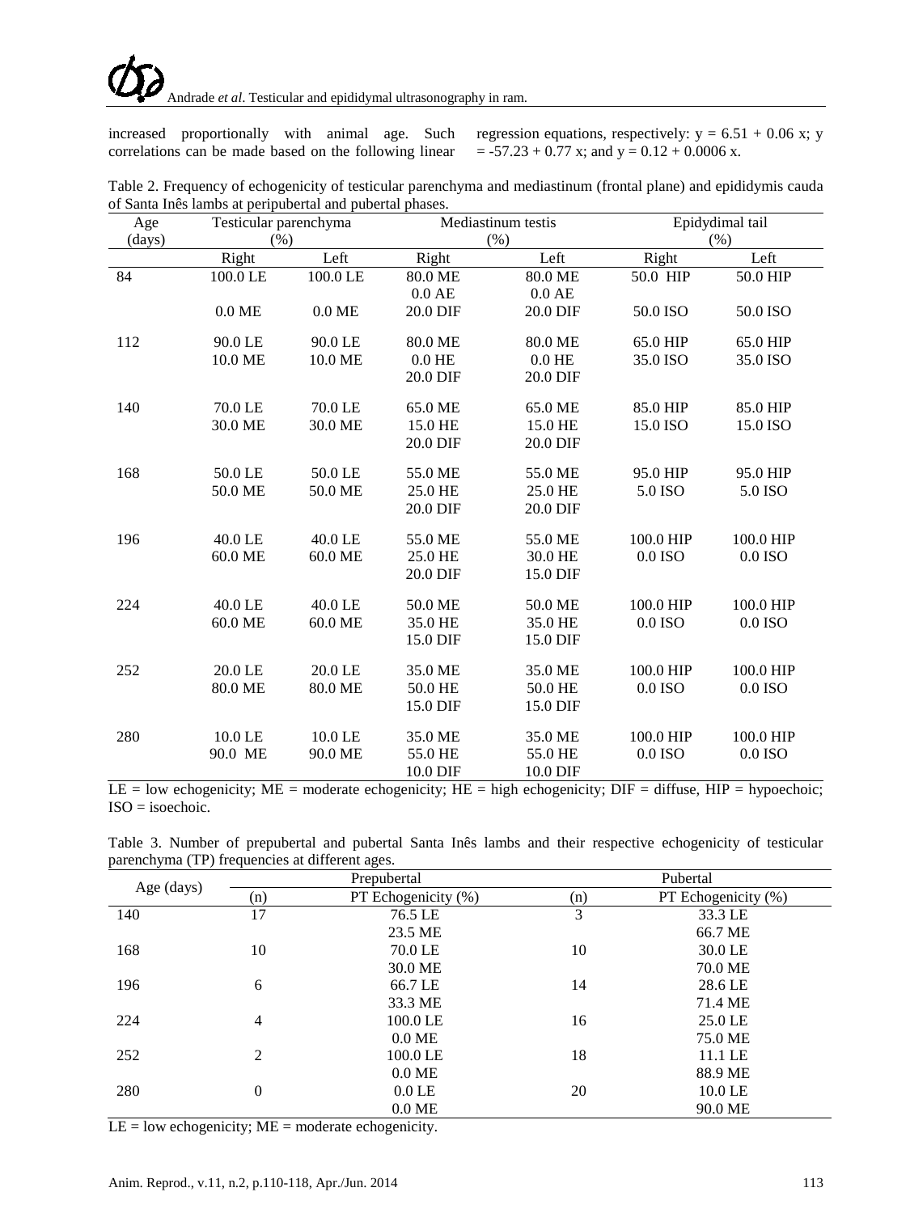increased proportionally with animal age. Such correlations can be made based on the following linear regression equations, respectively: $y = 6.51 + 0.06x$; $y = -57.23 + 0.77x$; and $y = 0.12 + 0.0006x$.

Table 2. Frequency of echogenicity of testicular parenchyma and mediastinum (frontal plane) and epididymis cauda of Santa Inês lambs at peripubertal and pubertal phases.

| Age (days) | Testicular parenchyma (%) | | Mediastinum testis (%) | | Epidydimal tail (%) | |
|---|---|---|---|---|---|---|
| | Right | Left | Right | Left | Right | Left |
| 84 | 100.0 LE | 100.0 LE | 80.0 ME | 80.0 ME | 50.0 HIP | 50.0 HIP |
| | | | 0.0 AE | 0.0 AE | | |
| | 0.0 ME | 0.0 ME | 20.0 DIF | 20.0 DIF | 50.0 ISO | 50.0 ISO |
| 112 | 90.0 LE | 90.0 LE | 80.0 ME | 80.0 ME | 65.0 HIP | 65.0 HIP |
| | 10.0 ME | 10.0 ME | 0.0 HE | 0.0 HE | 35.0 ISO | 35.0 ISO |
| | | | 20.0 DIF | 20.0 DIF | | |
| 140 | 70.0 LE | 70.0 LE | 65.0 ME | 65.0 ME | 85.0 HIP | 85.0 HIP |
| | 30.0 ME | 30.0 ME | 15.0 HE | 15.0 HE | 15.0 ISO | 15.0 ISO |
| | | | 20.0 DIF | 20.0 DIF | | |
| 168 | 50.0 LE | 50.0 LE | 55.0 ME | 55.0 ME | 95.0 HIP | 95.0 HIP |
| | 50.0 ME | 50.0 ME | 25.0 HE | 25.0 HE | 5.0 ISO | 5.0 ISO |
| | | | 20.0 DIF | 20.0 DIF | | |
| 196 | 40.0 LE | 40.0 LE | 55.0 ME | 55.0 ME | 100.0 HIP | 100.0 HIP |
| | 60.0 ME | 60.0 ME | 25.0 HE | 30.0 HE | 0.0 ISO | 0.0 ISO |
| | | | 20.0 DIF | 15.0 DIF | | |
| 224 | 40.0 LE | 40.0 LE | 50.0 ME | 50.0 ME | 100.0 HIP | 100.0 HIP |
| | 60.0 ME | 60.0 ME | 35.0 HE | 35.0 HE | 0.0 ISO | 0.0 ISO |
| | | | 15.0 DIF | 15.0 DIF | | |
| 252 | 20.0 LE | 20.0 LE | 35.0 ME | 35.0 ME | 100.0 HIP | 100.0 HIP |
| | 80.0 ME | 80.0 ME | 50.0 HE | 50.0 HE | 0.0 ISO | 0.0 ISO |
| | | | 15.0 DIF | 15.0 DIF | | |
| 280 | 10.0 LE | 10.0 LE | 35.0 ME | 35.0 ME | 100.0 HIP | 100.0 HIP |
| | 90.0 ME | 90.0 ME | 55.0 HE | 55.0 HE | 0.0 ISO | 0.0 ISO |
| | | | 10.0 DIF | 10.0 DIF | | |

LE = low echogenicity; ME = moderate echogenicity; HE = high echogenicity; DIF = diffuse, HIP = hypoechoic; ISO = isoechoic.

Table 3. Number of prepubertal and pubertal Santa Inês lambs and their respective echogenicity of testicular parenchyma (TP) frequencies at different ages.

| Age (days) | Prepubertal | | Pubertal | |
|---|---|---|---|---|
| | (n) | PT Echogenicity (%) | (n) | PT Echogenicity (%) |
| 140 | 17 | 76.5 LE | 3 | 33.3 LE |
| | | 23.5 ME | | 66.7 ME |
| 168 | 10 | 70.0 LE | 10 | 30.0 LE |
| | | 30.0 ME | | 70.0 ME |
| 196 | 6 | 66.7 LE | 14 | 28.6 LE |
| | | 33.3 ME | | 71.4 ME |
| 224 | 4 | 100.0 LE | 16 | 25.0 LE |
| | | 0.0 ME | | 75.0 ME |
| 252 | 2 | 100.0 LE | 18 | 11.1 LE |
| | | 0.0 ME | | 88.9 ME |
| 280 | 0 | 0.0 LE | 20 | 10.0 LE |
| | | 0.0 ME | | 90.0 ME |

LE = low echogenicity; ME = moderate echogenicity.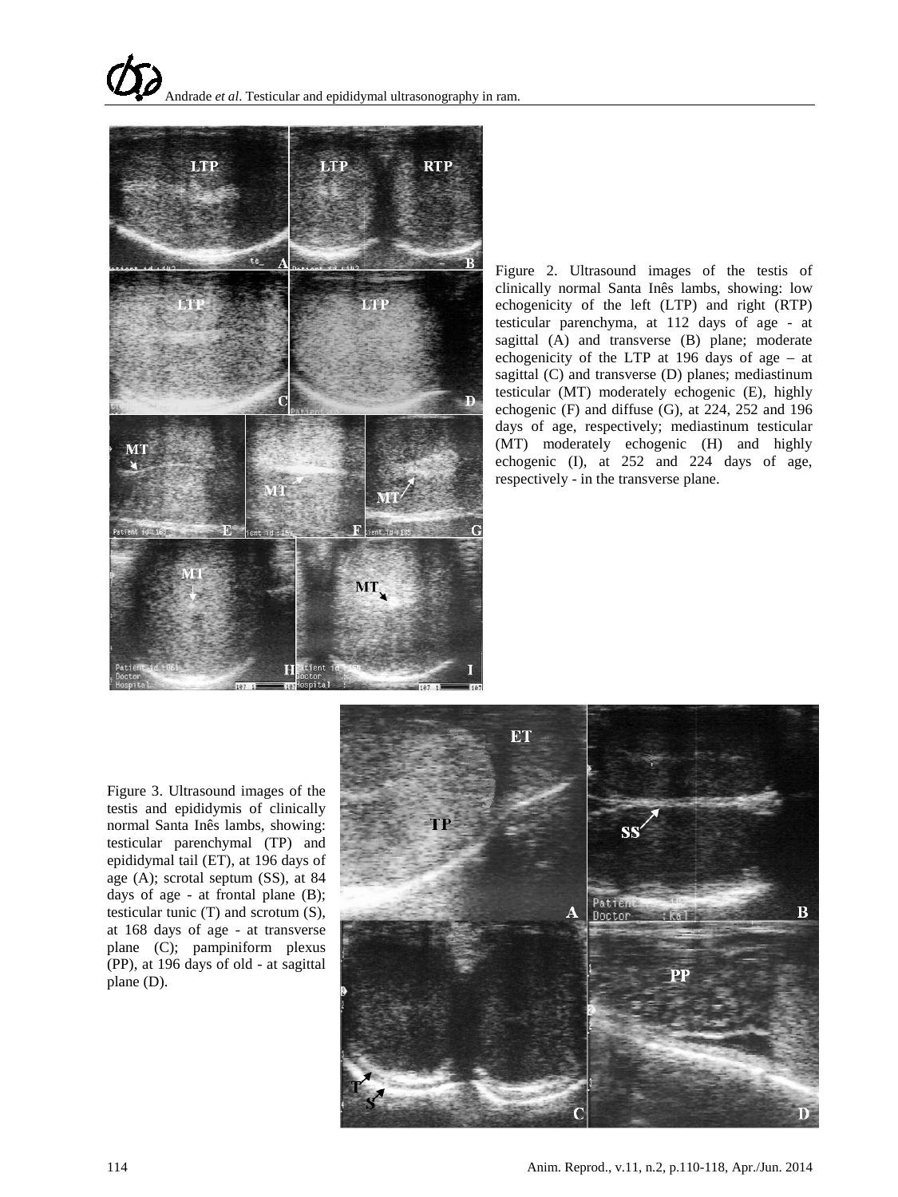Figure 2. Ultrasound images of the testis of clinically normal Santa Inês lambs, showing: low echogenicity of the left (LTP) and right (RTP) testicular parenchyma, at 112 days of age - at sagittal (A) and transverse (B) plane; moderate echogenicity of the LTP at 196 days of age – at sagittal (C) and transverse (D) planes; mediastinum testicular (MT) moderately echogenic (E), highly echogenic (F) and diffuse (G), at 224, 252 and 196 days of age, respectively; mediastinum testicular (MT) moderately echogenic (H) and highly echogenic (I), at 252 and 224 days of age, respectively - in the transverse plane.

Figure 3. Ultrasound images of the testis and epididymis of clinically normal Santa Inês lambs, showing: testicular parenchymal (TP) and epididymal tail (ET), at 196 days of age (A); scrotal septum (SS), at 84 days of age - at frontal plane (B); testicular tunic (T) and scrotum (S), at 168 days of age - at transverse plane (C); pampiniform plexus (PP), at 196 days of old - at sagittal plane (D).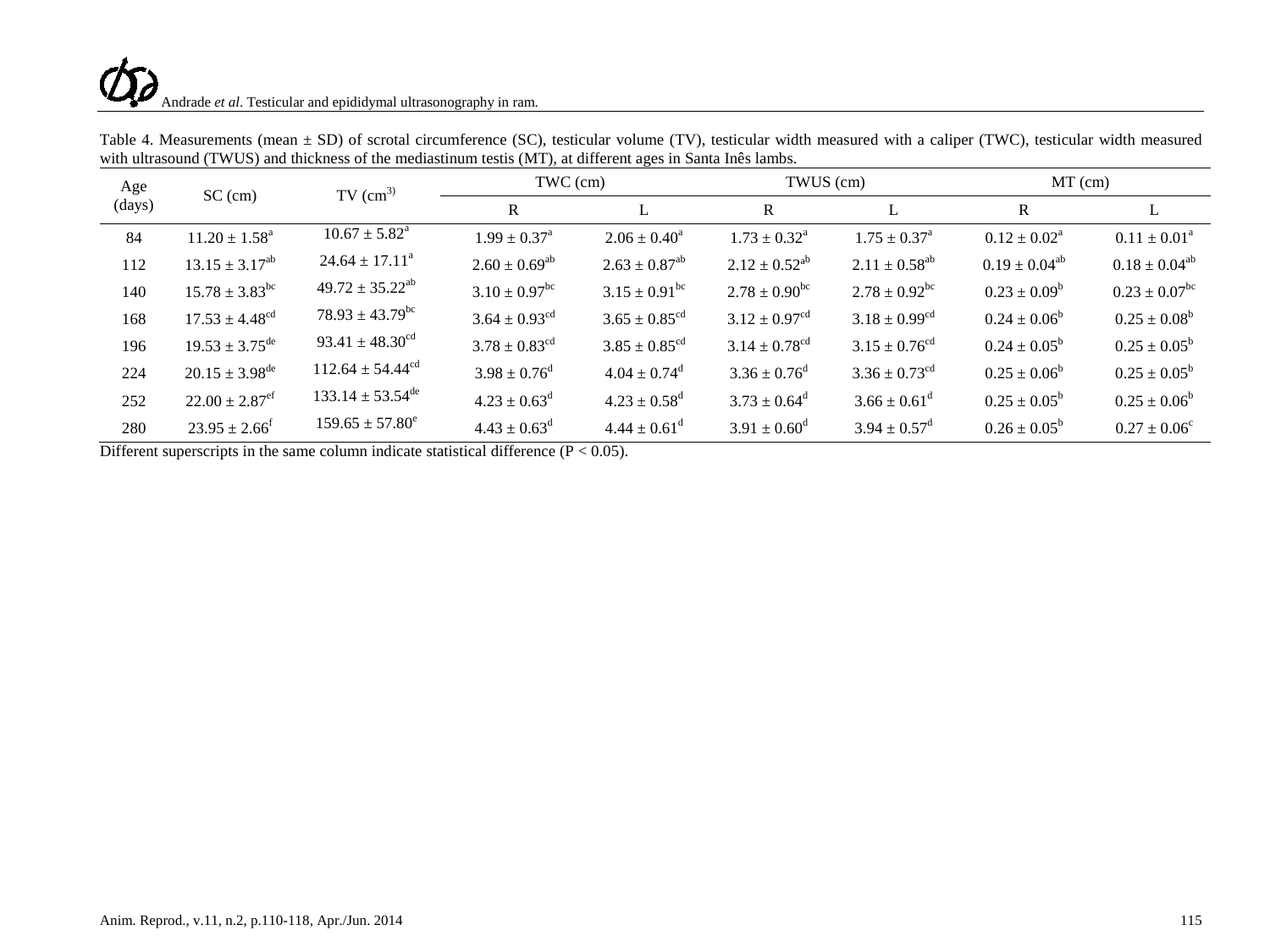Table 4. Measurements (mean ± SD) of scrotal circumference (SC), testicular volume (TV), testicular width measured with a caliper (TWC), testicular width measured with ultrasound (TWUS) and thickness of the mediastinum testis (MT), at different ages in Santa Inês lambs.

| Age (days) | SC (cm) | TV ($cm^3$) | TWC (cm) | | TWUS (cm) | | MT (cm) | |
|---|---|---|---|---|---|---|---|---|
| | | | R | L | R | L | R | L |
| 84 | $11.20 \pm 1.58^{a}$ | $10.67 \pm 5.82^{a}$ | $1.99 \pm 0.37^{a}$ | $2.06 \pm 0.40^{a}$ | $1.73 \pm 0.32^{a}$ | $1.75 \pm 0.37^{a}$ | $0.12 \pm 0.02^{a}$ | $0.11 \pm 0.01^{a}$ |
| 112 | $13.15 \pm 3.17^{ab}$ | $24.64 \pm 17.11^{a}$ | $2.60 \pm 0.69^{ab}$ | $2.63 \pm 0.87^{ab}$ | $2.12 \pm 0.52^{ab}$ | $2.11 \pm 0.58^{ab}$ | $0.19 \pm 0.04^{ab}$ | $0.18 \pm 0.04^{ab}$ |
| 140 | $15.78 \pm 3.83^{bc}$ | $49.72 \pm 35.22^{ab}$ | $3.10 \pm 0.97^{bc}$ | $3.15 \pm 0.91^{bc}$ | $2.78 \pm 0.90^{bc}$ | $2.78 \pm 0.92^{bc}$ | $0.23 \pm 0.09^{b}$ | $0.23 \pm 0.07^{bc}$ |
| 168 | $17.53 \pm 4.48^{cd}$ | $78.93 \pm 43.79^{bc}$ | $3.64 \pm 0.93^{cd}$ | $3.65 \pm 0.85^{cd}$ | $3.12 \pm 0.97^{cd}$ | $3.18 \pm 0.99^{cd}$ | $0.24 \pm 0.06^{b}$ | $0.25 \pm 0.08^{b}$ |
| 196 | $19.53 \pm 3.75^{de}$ | $93.41 \pm 48.30^{cd}$ | $3.78 \pm 0.83^{cd}$ | $3.85 \pm 0.85^{cd}$ | $3.14 \pm 0.78^{cd}$ | $3.15 \pm 0.76^{cd}$ | $0.24 \pm 0.05^{b}$ | $0.25 \pm 0.05^{b}$ |
| 224 | $20.15 \pm 3.98^{de}$ | $112.64 \pm 54.44^{cd}$ | $3.98 \pm 0.76^{d}$ | $4.04 \pm 0.74^{d}$ | $3.36 \pm 0.76^{d}$ | $3.36 \pm 0.73^{cd}$ | $0.25 \pm 0.06^{b}$ | $0.25 \pm 0.05^{b}$ |
| 252 | $22.00 \pm 2.87^{ef}$ | $133.14 \pm 53.54^{de}$ | $4.23 \pm 0.63^{d}$ | $4.23 \pm 0.58^{d}$ | $3.73 \pm 0.64^{d}$ | $3.66 \pm 0.61^{d}$ | $0.25 \pm 0.05^{b}$ | $0.25 \pm 0.06^{b}$ |
| 280 | $23.95 \pm 2.66^{f}$ | $159.65 \pm 57.80^{e}$ | $4.43 \pm 0.63^{d}$ | $4.44 \pm 0.61^{d}$ | $3.91 \pm 0.60^{d}$ | $3.94 \pm 0.57^{d}$ | $0.26 \pm 0.05^{b}$ | $0.27 \pm 0.06^{c}$ |

Different superscripts in the same column indicate statistical difference ($P < 0.05$).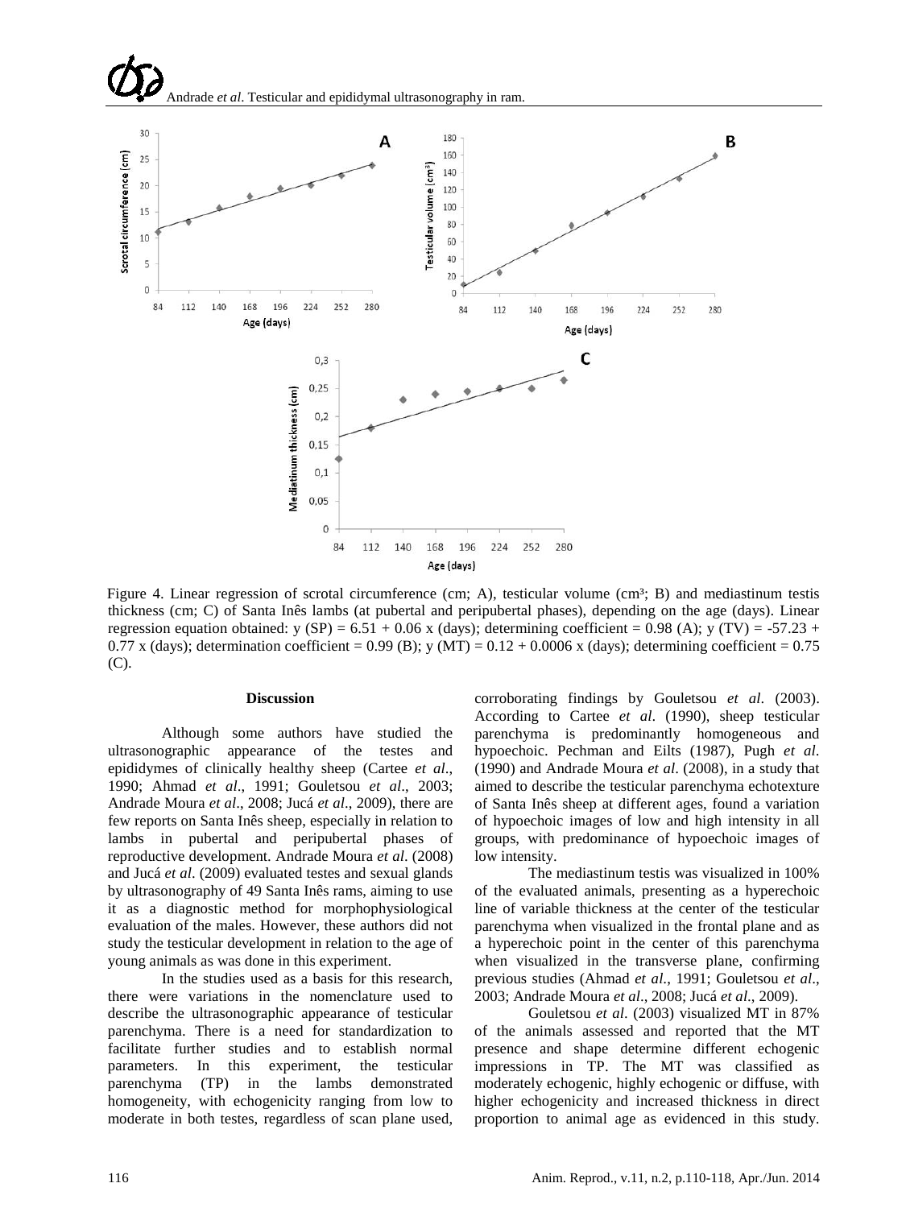Figure 4. Linear regression of scrotal circumference (cm; A), testicular volume (cm³; B) and mediastinum testis thickness (cm; C) of Santa Inês lambs (at pubertal and peripubertal phases), depending on the age (days). Linear regression equation obtained: y (SP) = 6.51 + 0.06 x (days); determining coefficient = 0.98 (A); y (TV) = -57.23 + 0.77 x (days); determination coefficient = 0.99 (B); y (MT) = 0.12 + 0.0006 x (days); determining coefficient = 0.75 (C).

## Discussion

Although some authors have studied the ultrasonographic appearance of the testes and epididymes of clinically healthy sheep (Cartee *et al*., 1990; Ahmad *et al*., 1991; Gouletsou *et al*., 2003; Andrade Moura *et al*., 2008; Jucá *et al*., 2009), there are few reports on Santa Inês sheep, especially in relation to lambs in pubertal and peripubertal phases of reproductive development. Andrade Moura *et al*. (2008) and Jucá *et al*. (2009) evaluated testes and sexual glands by ultrasonography of 49 Santa Inês rams, aiming to use it as a diagnostic method for morphophysiological evaluation of the males. However, these authors did not study the testicular development in relation to the age of young animals as was done in this experiment.

In the studies used as a basis for this research, there were variations in the nomenclature used to describe the ultrasonographic appearance of testicular parenchyma. There is a need for standardization to facilitate further studies and to establish normal parameters. In this experiment, the testicular parenchyma (TP) in the lambs demonstrated homogeneity, with echogenicity ranging from low to moderate in both testes, regardless of scan plane used, corroborating findings by Gouletsou *et al*. (2003). According to Cartee *et al*. (1990), sheep testicular parenchyma is predominantly homogeneous and hypoechoic. Pechman and Eilts (1987), Pugh *et al*. (1990) and Andrade Moura *et al*. (2008), in a study that aimed to describe the testicular parenchyma echotexture of Santa Inês sheep at different ages, found a variation of hypoechoic images of low and high intensity in all groups, with predominance of hypoechoic images of low intensity.

The mediastinum testis was visualized in 100% of the evaluated animals, presenting as a hyperechoic line of variable thickness at the center of the testicular parenchyma when visualized in the frontal plane and as a hyperechoic point in the center of this parenchyma when visualized in the transverse plane, confirming previous studies (Ahmad *et al*., 1991; Gouletsou *et al*., 2003; Andrade Moura *et al*., 2008; Jucá *et al*., 2009).

Gouletsou *et al*. (2003) visualized MT in 87% of the animals assessed and reported that the MT presence and shape determine different echogenic impressions in TP. The MT was classified as moderately echogenic, highly echogenic or diffuse, with higher echogenicity and increased thickness in direct proportion to animal age as evidenced in this study.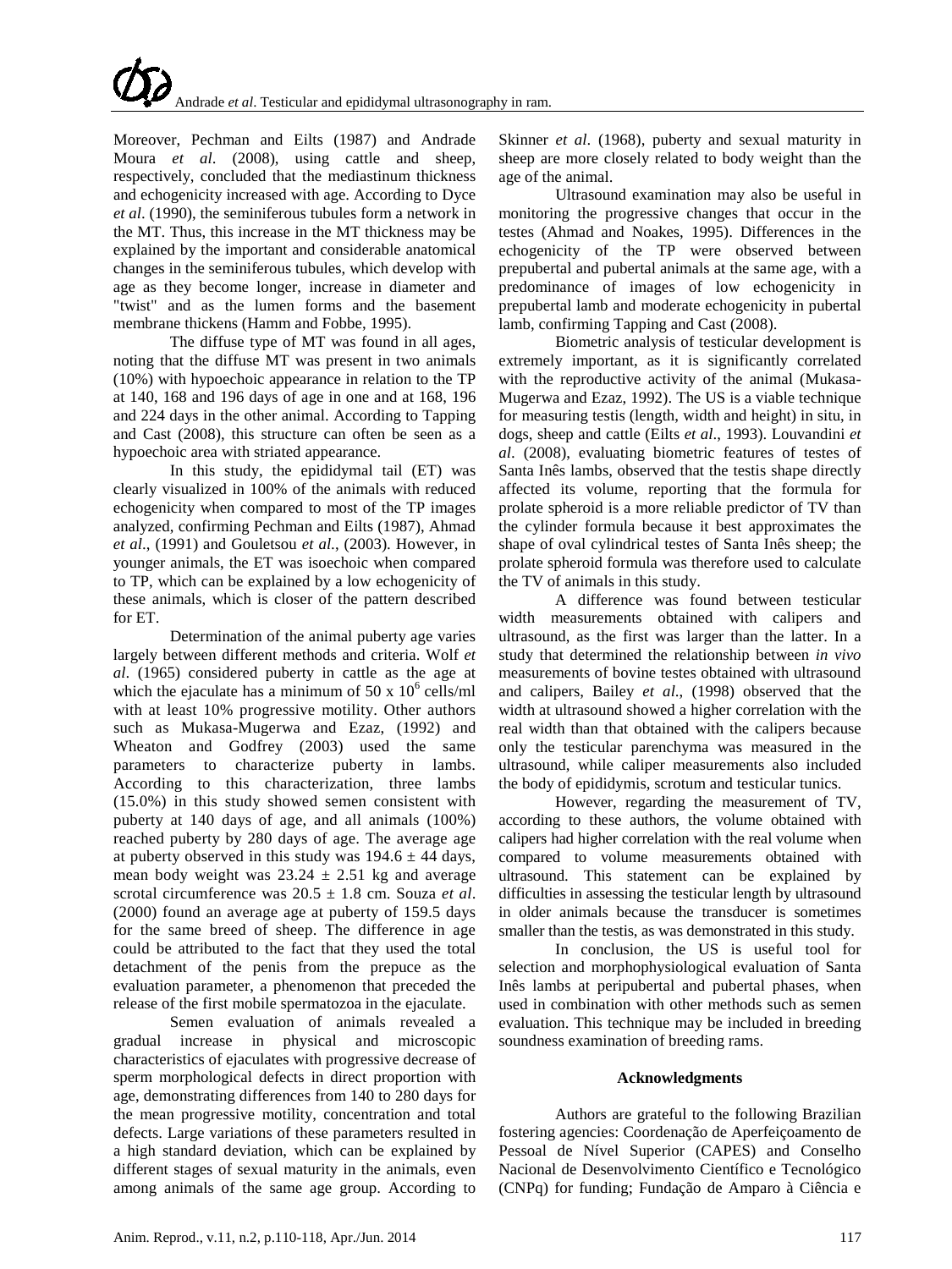Moreover, Pechman and Eilts (1987) and Andrade Moura *et al*. (2008), using cattle and sheep, respectively, concluded that the mediastinum thickness and echogenicity increased with age. According to Dyce *et al*. (1990), the seminiferous tubules form a network in the MT. Thus, this increase in the MT thickness may be explained by the important and considerable anatomical changes in the seminiferous tubules, which develop with age as they become longer, increase in diameter and "twist" and as the lumen forms and the basement membrane thickens (Hamm and Fobbe, 1995).

The diffuse type of MT was found in all ages, noting that the diffuse MT was present in two animals (10%) with hypoechoic appearance in relation to the TP at 140, 168 and 196 days of age in one and at 168, 196 and 224 days in the other animal. According to Tapping and Cast (2008), this structure can often be seen as a hypoechoic area with striated appearance.

In this study, the epididymal tail (ET) was clearly visualized in 100% of the animals with reduced echogenicity when compared to most of the TP images analyzed, confirming Pechman and Eilts (1987), Ahmad *et al*., (1991) and Gouletsou *et al*., (2003). However, in younger animals, the ET was isoechoic when compared to TP, which can be explained by a low echogenicity of these animals, which is closer of the pattern described for ET.

Determination of the animal puberty age varies largely between different methods and criteria. Wolf *et al*. (1965) considered puberty in cattle as the age at which the ejaculate has a minimum of 50 x $10^6$ cells/ml with at least 10% progressive motility. Other authors such as Mukasa-Mugerwa and Ezaz, (1992) and Wheaton and Godfrey (2003) used the same parameters to characterize puberty in lambs. According to this characterization, three lambs (15.0%) in this study showed semen consistent with puberty at 140 days of age, and all animals (100%) reached puberty by 280 days of age. The average age at puberty observed in this study was 194.6 ± 44 days, mean body weight was 23.24 ± 2.51 kg and average scrotal circumference was 20.5 ± 1.8 cm. Souza *et al*. (2000) found an average age at puberty of 159.5 days for the same breed of sheep. The difference in age could be attributed to the fact that they used the total detachment of the penis from the prepuce as the evaluation parameter, a phenomenon that preceded the release of the first mobile spermatozoa in the ejaculate.

Semen evaluation of animals revealed a gradual increase in physical and microscopic characteristics of ejaculates with progressive decrease of sperm morphological defects in direct proportion with age, demonstrating differences from 140 to 280 days for the mean progressive motility, concentration and total defects. Large variations of these parameters resulted in a high standard deviation, which can be explained by different stages of sexual maturity in the animals, even among animals of the same age group. According to Skinner *et al*. (1968), puberty and sexual maturity in sheep are more closely related to body weight than the age of the animal.

Ultrasound examination may also be useful in monitoring the progressive changes that occur in the testes (Ahmad and Noakes, 1995). Differences in the echogenicity of the TP were observed between prepubertal and pubertal animals at the same age, with a predominance of images of low echogenicity in prepubertal lamb and moderate echogenicity in pubertal lamb, confirming Tapping and Cast (2008).

Biometric analysis of testicular development is extremely important, as it is significantly correlated with the reproductive activity of the animal (Mukasa-Mugerwa and Ezaz, 1992). The US is a viable technique for measuring testis (length, width and height) in situ, in dogs, sheep and cattle (Eilts *et al*., 1993). Louvandini *et al*. (2008), evaluating biometric features of testes of Santa Inês lambs, observed that the testis shape directly affected its volume, reporting that the formula for prolate spheroid is a more reliable predictor of TV than the cylinder formula because it best approximates the shape of oval cylindrical testes of Santa Inês sheep; the prolate spheroid formula was therefore used to calculate the TV of animals in this study.

A difference was found between testicular width measurements obtained with calipers and ultrasound, as the first was larger than the latter. In a study that determined the relationship between *in vivo* measurements of bovine testes obtained with ultrasound and calipers, Bailey *et al*., (1998) observed that the width at ultrasound showed a higher correlation with the real width than that obtained with the calipers because only the testicular parenchyma was measured in the ultrasound, while caliper measurements also included the body of epididymis, scrotum and testicular tunics.

However, regarding the measurement of TV, according to these authors, the volume obtained with calipers had higher correlation with the real volume when compared to volume measurements obtained with ultrasound. This statement can be explained by difficulties in assessing the testicular length by ultrasound in older animals because the transducer is sometimes smaller than the testis, as was demonstrated in this study.

In conclusion, the US is useful tool for selection and morphophysiological evaluation of Santa Inês lambs at peripubertal and pubertal phases, when used in combination with other methods such as semen evaluation. This technique may be included in breeding soundness examination of breeding rams.

### Acknowledgments

Authors are grateful to the following Brazilian fostering agencies: Coordenação de Aperfeiçoamento de Pessoal de Nível Superior (CAPES) and Conselho Nacional de Desenvolvimento Científico e Tecnológico (CNPq) for funding; Fundação de Amparo à Ciência e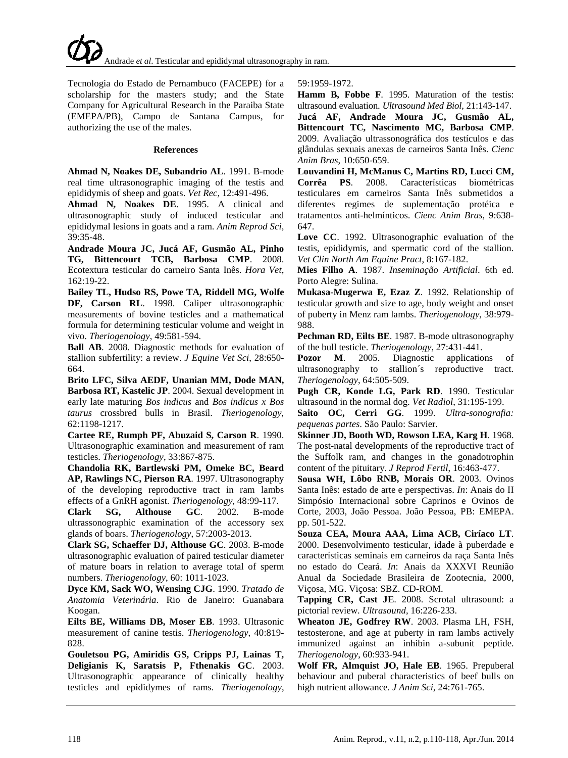Tecnologia do Estado de Pernambuco (FACEPE) for a scholarship for the masters study; and the State Company for Agricultural Research in the Paraiba State (EMEPA/PB), Campo de Santana Campus, for authorizing the use of the males.

## References

**Ahmad N, Noakes DE, Subandrio AL**. 1991. B-mode real time ultrasonographic imaging of the testis and epididymis of sheep and goats. *Vet Rec*, 12:491-496.

**Ahmad N, Noakes DE**. 1995. A clinical and ultrasonographic study of induced testicular and epididymal lesions in goats and a ram. *Anim Reprod Sci*, 39:35-48.

**Andrade Moura JC, Jucá AF, Gusmão AL, Pinho TG, Bittencourt TCB, Barbosa CMP**. 2008. Ecotextura testicular do carneiro Santa Inês. *Hora Vet*, 162:19-22.

**Bailey TL, Hudso RS, Powe TA, Riddell MG, Wolfe DF, Carson RL**. 1998. Caliper ultrasonographic measurements of bovine testicles and a mathematical formula for determining testicular volume and weight in vivo. *Theriogenology*, 49:581-594.

**Ball AB**. 2008. Diagnostic methods for evaluation of stallion subfertility: a review. *J Equine Vet Sci*, 28:650-664.

**Brito LFC, Silva AEDF, Unanian MM, Dode MAN, Barbosa RT, Kastelic JP**. 2004. Sexual development in early late maturing *Bos indicus* and *Bos indicus x Bos taurus* crossbred bulls in Brasil. *Theriogenology*, 62:1198-1217.

**Cartee RE, Rumph PF, Abuzaid S, Carson R**. 1990. Ultrasonographic examination and measurement of ram testicles. *Theriogenology*, 33:867-875.

**Chandolia RK, Bartlewski PM, Omeke BC, Beard AP, Rawlings NC, Pierson RA**. 1997. Ultrasonography of the developing reproductive tract in ram lambs effects of a GnRH agonist. *Theriogenology*, 48:99-117.

**Clark SG, Althouse GC**. 2002. B-mode ultrassonographic examination of the accessory sex glands of boars. *Theriogenology*, 57:2003-2013.

**Clark SG, Schaeffer DJ, Althouse GC**. 2003. B-mode ultrasonographic evaluation of paired testicular diameter of mature boars in relation to average total of sperm numbers. *Theriogenology*, 60: 1011-1023.

**Dyce KM, Sack WO, Wensing CJG**. 1990. *Tratado de Anatomia Veterinária*. Rio de Janeiro: Guanabara Koogan.

**Eilts BE, Williams DB, Moser EB**. 1993. Ultrasonic measurement of canine testis. *Theriogenology*, 40:819-828.

**Gouletsou PG, Amiridis GS, Cripps PJ, Lainas T, Deligianis K, Saratsis P, Fthenakis GC**. 2003. Ultrasonographic appearance of clinically healthy testicles and epididymes of rams. *Theriogenology*, 59:1959-1972.

**Hamm B, Fobbe F**. 1995. Maturation of the testis: ultrasound evaluation. *Ultrasound Med Biol*, 21:143-147.

**Jucá AF, Andrade Moura JC, Gusmão AL, Bittencourt TC, Nascimento MC, Barbosa CMP**. 2009. Avaliação ultrassonográfica dos testículos e das glândulas sexuais anexas de carneiros Santa Inês. *Cienc Anim Bras*, 10:650-659.

**Louvandini H, McManus C, Martins RD, Lucci CM, Corrêa PS**. 2008. Características biométricas testiculares em carneiros Santa Inês submetidos a diferentes regimes de suplementação protéica e tratamentos anti-helmínticos. *Cienc Anim Bras*, 9:638-647.

**Love CC**. 1992. Ultrasonographic evaluation of the testis, epididymis, and spermatic cord of the stallion. *Vet Clin North Am Equine Pract*, 8:167-182.

**Mies Filho A**. 1987. *Inseminação Artificial*. 6th ed. Porto Alegre: Sulina.

**Mukasa-Mugerwa E, Ezaz Z**. 1992. Relationship of testicular growth and size to age, body weight and onset of puberty in Menz ram lambs. *Theriogenology*, 38:979-988.

**Pechman RD, Eilts BE**. 1987. B-mode ultrasonography of the bull testicle. *Theriogenology*, 27:431-441.

**Pozor M**. 2005. Diagnostic applications of ultrasonography to stallion´s reproductive tract. *Theriogenology*, 64:505-509.

**Pugh CR, Konde LG, Park RD**. 1990. Testicular ultrasound in the normal dog. *Vet Radiol*, 31:195-199.

**Saito OC, Cerri GG**. 1999. *Ultra-sonografia: pequenas partes*. São Paulo: Sarvier.

**Skinner JD, Booth WD, Rowson LEA, Karg H**. 1968. The post-natal developments of the reproductive tract of the Suffolk ram, and changes in the gonadotrophin content of the pituitary. *J Reprod Fertil*, 16:463-477.

**Sousa WH, Lôbo RNB, Morais OR**. 2003. Ovinos Santa Inês: estado de arte e perspectivas. *In*: Anais do II Simpósio Internacional sobre Caprinos e Ovinos de Corte, 2003, João Pessoa. João Pessoa, PB: EMEPA. pp. 501-522.

**Souza CEA, Moura AAA, Lima ACB, Ciríaco LT**. 2000. Desenvolvimento testicular, idade à puberdade e características seminais em carneiros da raça Santa Inês no estado do Ceará. *In*: Anais da XXXVI Reunião Anual da Sociedade Brasileira de Zootecnia, 2000, Viçosa, MG. Viçosa: SBZ. CD-ROM.

**Tapping CR, Cast JE**. 2008. Scrotal ultrasound: a pictorial review. *Ultrasound*, 16:226-233.

**Wheaton JE, Godfrey RW**. 2003. Plasma LH, FSH, testosterone, and age at puberty in ram lambs actively immunized against an inhibin a-subunit peptide. *Theriogenology*, 60:933-941.

**Wolf FR, Almquist JO, Hale EB**. 1965. Prepuberal behaviour and puberal characteristics of beef bulls on high nutrient allowance. *J Anim Sci*, 24:761-765.